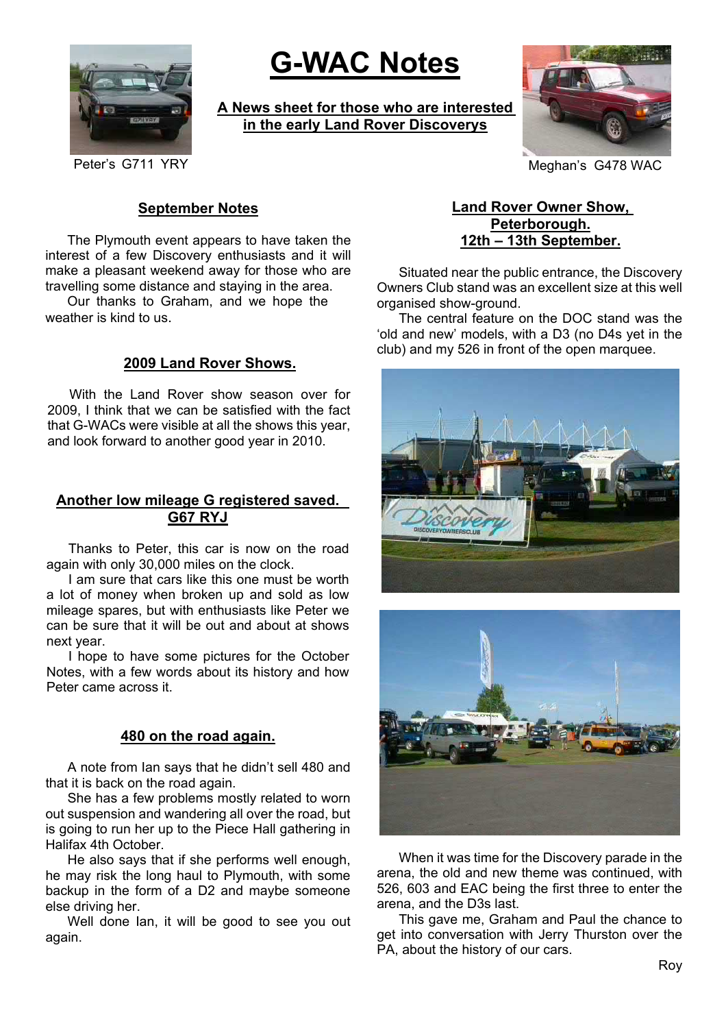# G-WAC Notes

**A News sheet for those who are interested in the early Land Rover Discoverys**

Peter's G711 YRY

Meghan's G478 WAC

## September Notes

The Plymouth event appears to have taken the interest of a few Discovery enthusiasts and it will make a pleasant weekend away for those who are travelling some distance and staying in the area.

Our thanks to Graham, and we hope the weather is kind to us.

## 2009 Land Rover Shows.

With the Land Rover show season over for 2009, I think that we can be satisfied with the fact that G-WACs were visible at all the shows this year, and look forward to another good year in 2010.

## Another low mileage G registered saved. G67 RYJ

Thanks to Peter, this car is now on the road again with only 30,000 miles on the clock.

I am sure that cars like this one must be worth a lot of money when broken up and sold as low mileage spares, but with enthusiasts like Peter we can be sure that it will be out and about at shows next year.

I hope to have some pictures for the October Notes, with a few words about its history and how Peter came across it.

## 480 on the road again.

A note from Ian says that he didn't sell 480 and that it is back on the road again.

She has a few problems mostly related to worn out suspension and wandering all over the road, but is going to run her up to the Piece Hall gathering in Halifax 4th October.

He also says that if she performs well enough, he may risk the long haul to Plymouth, with some backup in the form of a D2 and maybe someone else driving her.

Well done Ian, it will be good to see you out again.

## Land Rover Owner Show, Peterborough. 12th – 13th September.

Situated near the public entrance, the Discovery Owners Club stand was an excellent size at this well organised show-ground.

The central feature on the DOC stand was the 'old and new' models, with a D3 (no D4s yet in the club) and my 526 in front of the open marquee.

When it was time for the Discovery parade in the arena, the old and new theme was continued, with 526, 603 and EAC being the first three to enter the arena, and the D3s last.

This gave me, Graham and Paul the chance to get into conversation with Jerry Thurston over the PA, about the history of our cars.

Roy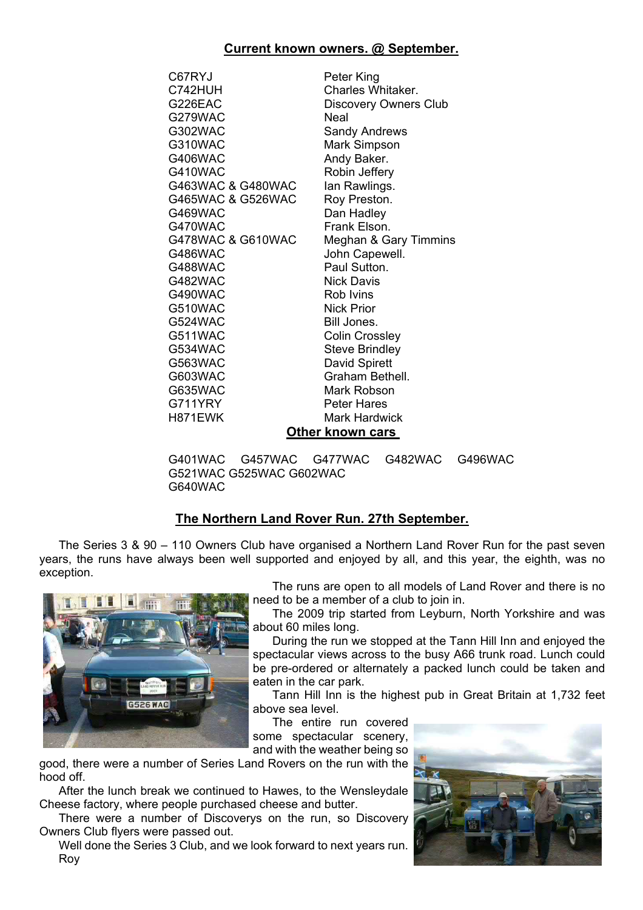## Current known owners. @ September.

| | |
|---|---|
| C67RYJ | Peter King |
| C742HUH | Charles Whitaker. |
| G226EAC | Discovery Owners Club |
| G279WAC | Neal |
| G302WAC | Sandy Andrews |
| G310WAC | Mark Simpson |
| G406WAC | Andy Baker. |
| G410WAC | Robin Jeffery |
| G463WAC & G480WAC | Ian Rawlings. |
| G465WAC & G526WAC | Roy Preston. |
| G469WAC | Dan Hadley |
| G470WAC | Frank Elson. |
| G478WAC & G610WAC | Meghan & Gary Timmins |
| G486WAC | John Capewell. |
| G488WAC | Paul Sutton. |
| G482WAC | Nick Davis |
| G490WAC | Rob Ivins |
| G510WAC | Nick Prior |
| G524WAC | Bill Jones. |
| G511WAC | Colin Crossley |
| G534WAC | Steve Brindley |
| G563WAC | David Spirett |
| G603WAC | Graham Bethell. |
| G635WAC | Mark Robson |
| G711YRY | Peter Hares |
| H871EWK | Mark Hardwick |

## Other known cars

G401WAC G457WAC G477WAC G482WAC G496WAC
G521WAC G525WAC G602WAC
G640WAC

## The Northern Land Rover Run. 27th September.

The Series 3 & 90 – 110 Owners Club have organised a Northern Land Rover Run for the past seven years, the runs have always been well supported and enjoyed by all, and this year, the eighth, was no exception.

The runs are open to all models of Land Rover and there is no need to be a member of a club to join in.

The 2009 trip started from Leyburn, North Yorkshire and was about 60 miles long.

During the run we stopped at the Tann Hill Inn and enjoyed the spectacular views across to the busy A66 trunk road. Lunch could be pre-ordered or alternately a packed lunch could be taken and eaten in the car park.

Tann Hill Inn is the highest pub in Great Britain at 1,732 feet above sea level.

The entire run covered some spectacular scenery, and with the weather being so good, there were a number of Series Land Rovers on the run with the hood off.

After the lunch break we continued to Hawes, to the Wensleydale Cheese factory, where people purchased cheese and butter.

There were a number of Discoverys on the run, so Discovery Owners Club flyers were passed out.

Well done the Series 3 Club, and we look forward to next years run.

Roy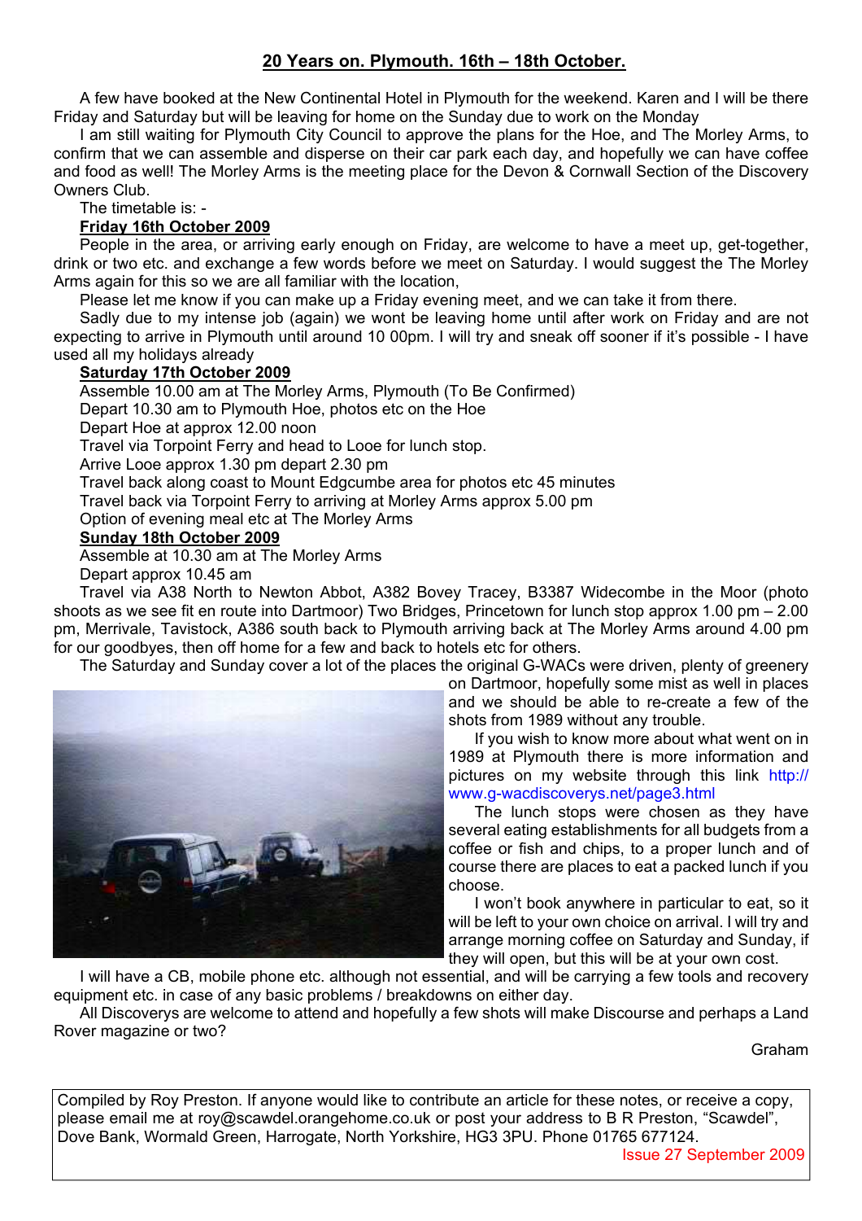## 20 Years on. Plymouth. 16th – 18th October.

A few have booked at the New Continental Hotel in Plymouth for the weekend. Karen and I will be there Friday and Saturday but will be leaving for home on the Sunday due to work on the Monday

I am still waiting for Plymouth City Council to approve the plans for the Hoe, and The Morley Arms, to confirm that we can assemble and disperse on their car park each day, and hopefully we can have coffee and food as well! The Morley Arms is the meeting place for the Devon & Cornwall Section of the Discovery Owners Club.

The timetable is: -

**Friday 16th October 2009**

People in the area, or arriving early enough on Friday, are welcome to have a meet up, get-together, drink or two etc. and exchange a few words before we meet on Saturday. I would suggest the The Morley Arms again for this so we are all familiar with the location,

Please let me know if you can make up a Friday evening meet, and we can take it from there.

Sadly due to my intense job (again) we wont be leaving home until after work on Friday and are not expecting to arrive in Plymouth until around 10 00pm. I will try and sneak off sooner if it's possible - I have used all my holidays already

**Saturday 17th October 2009**

Assemble 10.00 am at The Morley Arms, Plymouth (To Be Confirmed)
Depart 10.30 am to Plymouth Hoe, photos etc on the Hoe
Depart Hoe at approx 12.00 noon
Travel via Torpoint Ferry and head to Looe for lunch stop.
Arrive Looe approx 1.30 pm depart 2.30 pm
Travel back along coast to Mount Edgcumbe area for photos etc 45 minutes
Travel back via Torpoint Ferry to arriving at Morley Arms approx 5.00 pm
Option of evening meal etc at The Morley Arms

**Sunday 18th October 2009**

Assemble at 10.30 am at The Morley Arms
Depart approx 10.45 am

Travel via A38 North to Newton Abbot, A382 Bovey Tracey, B3387 Widecombe in the Moor (photo shoots as we see fit en route into Dartmoor) Two Bridges, Princetown for lunch stop approx 1.00 pm – 2.00 pm, Merrivale, Tavistock, A386 south back to Plymouth arriving back at The Morley Arms around 4.00 pm for our goodbyes, then off home for a few and back to hotels etc for others.

The Saturday and Sunday cover a lot of the places the original G-WACs were driven, plenty of greenery on Dartmoor, hopefully some mist as well in places and we should be able to re-create a few of the shots from 1989 without any trouble.

If you wish to know more about what went on in 1989 at Plymouth there is more information and pictures on my website through this link http://www.g-wacdiscoverys.net/page3.html

The lunch stops were chosen as they have several eating establishments for all budgets from a coffee or fish and chips, to a proper lunch and of course there are places to eat a packed lunch if you choose.

I won't book anywhere in particular to eat, so it will be left to your own choice on arrival. I will try and arrange morning coffee on Saturday and Sunday, if they will open, but this will be at your own cost.

I will have a CB, mobile phone etc. although not essential, and will be carrying a few tools and recovery equipment etc. in case of any basic problems / breakdowns on either day.

All Discoverys are welcome to attend and hopefully a few shots will make Discourse and perhaps a Land Rover magazine or two?

Graham

Compiled by Roy Preston. If anyone would like to contribute an article for these notes, or receive a copy, please email me at roy@scawdel.orangehome.co.uk or post your address to B R Preston, "Scawdel", Dove Bank, Wormald Green, Harrogate, North Yorkshire, HG3 3PU. Phone 01765 677124.

Issue 27 September 2009